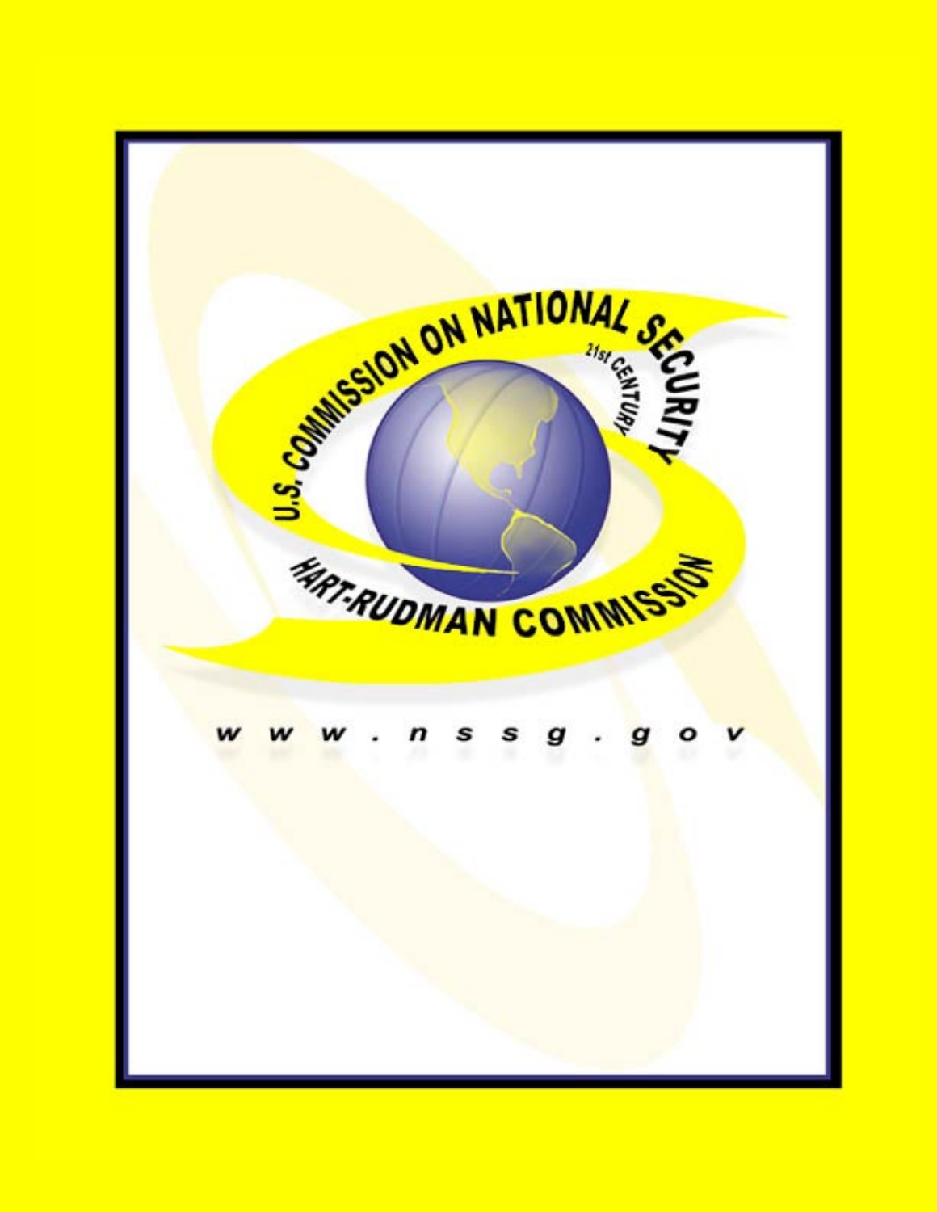U.S. COMMISSION ON NATIONAL SECURITY

21st CENTURY

HART-RUDMAN COMMISSION

www.nssg.gov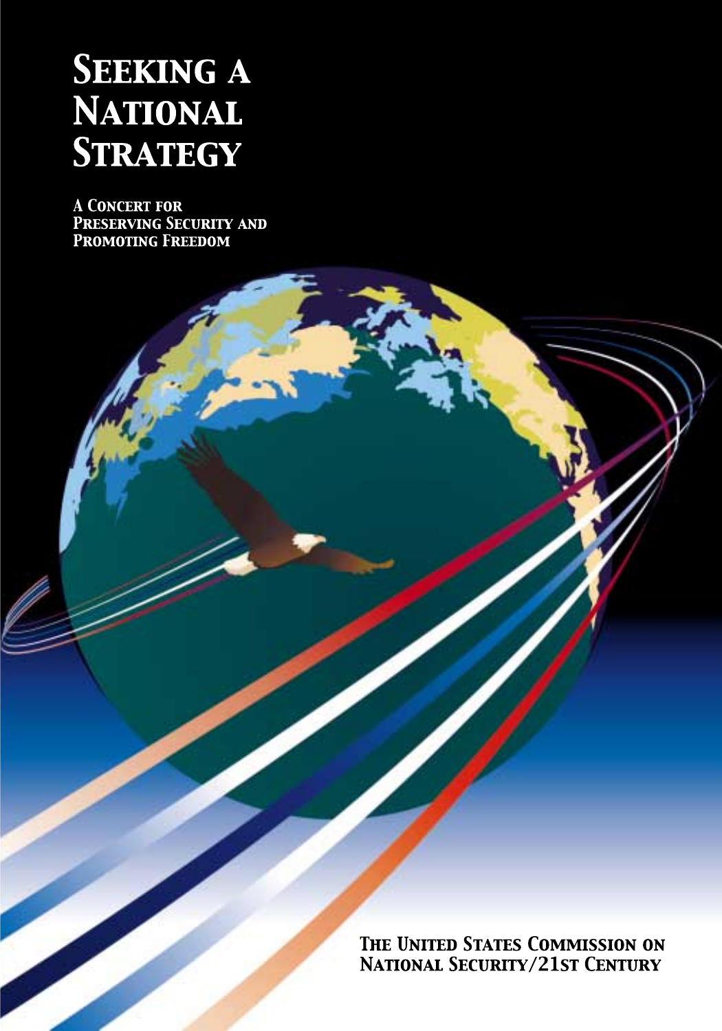# Seeking a National Strategy

**A Concert for Preserving Security and Promoting Freedom**

**The United States Commission on National Security/21st Century**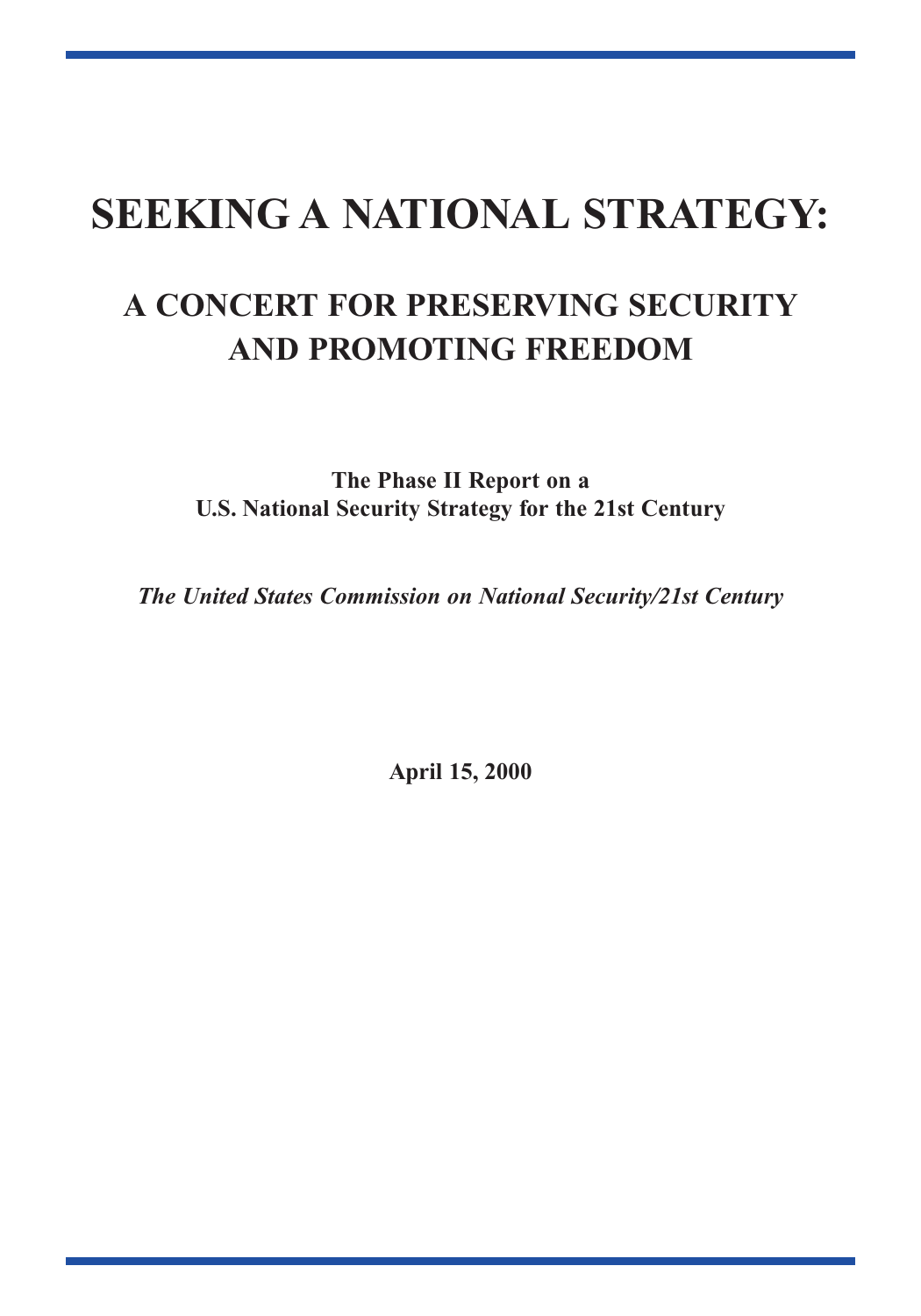# SEEKING A NATIONAL STRATEGY:

## A CONCERT FOR PRESERVING SECURITY AND PROMOTING FREEDOM

**The Phase II Report on a U.S. National Security Strategy for the 21st Century**

***The United States Commission on National Security/21st Century***

**April 15, 2000**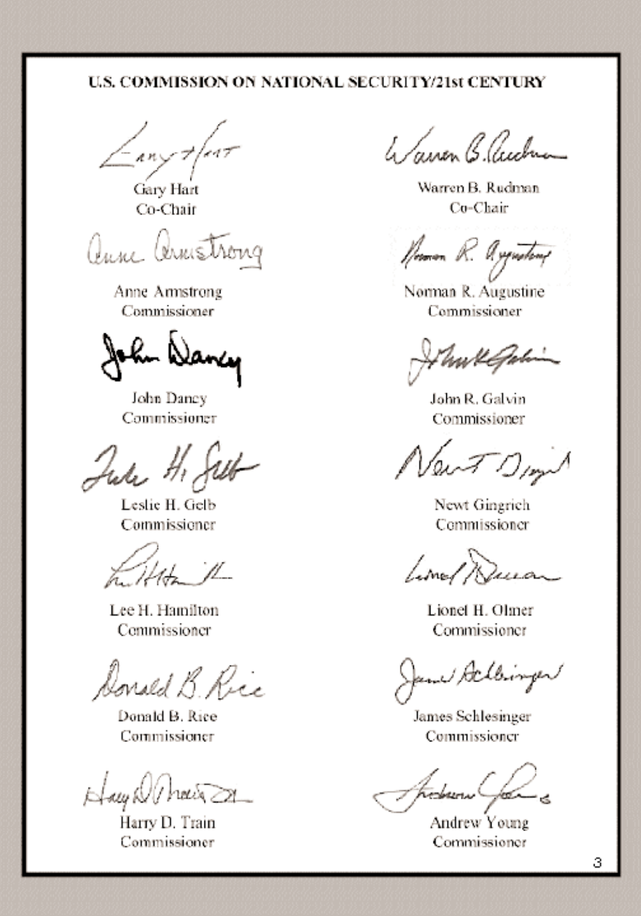### U.S. COMMISSION ON NATIONAL SECURITY/21st CENTURY

Gary Hart
Co-Chair

Warren B. Rudman
Co-Chair

Anne Armstrong
Commissioner

Norman R. Augustine
Commissioner

John Dancy
Commissioner

John R. Galvin
Commissioner

Leslie H. Gelb
Commissioner

Newt Gingrich
Commissioner

Lee H. Hamilton
Commissioner

Lionel H. Olmer
Commissioner

Donald B. Rice
Commissioner

James Schlesinger
Commissioner

Harry D. Train
Commissioner

Andrew Young
Commissioner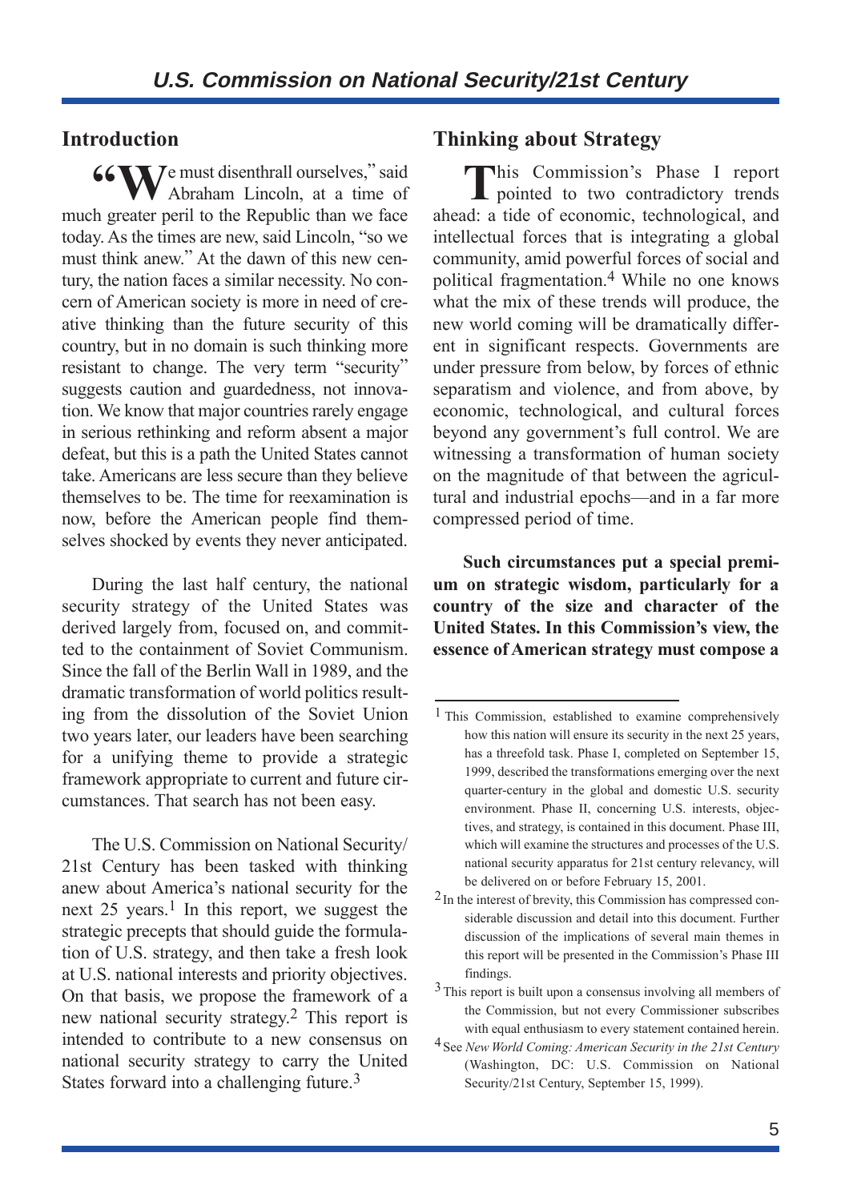## Introduction

"We must disenthrall ourselves," said Abraham Lincoln, at a time of much greater peril to the Republic than we face today. As the times are new, said Lincoln, "so we must think anew." At the dawn of this new century, the nation faces a similar necessity. No concern of American society is more in need of creative thinking than the future security of this country, but in no domain is such thinking more resistant to change. The very term "security" suggests caution and guardedness, not innovation. We know that major countries rarely engage in serious rethinking and reform absent a major defeat, but this is a path the United States cannot take. Americans are less secure than they believe themselves to be. The time for reexamination is now, before the American people find themselves shocked by events they never anticipated.

During the last half century, the national security strategy of the United States was derived largely from, focused on, and committed to the containment of Soviet Communism. Since the fall of the Berlin Wall in 1989, and the dramatic transformation of world politics resulting from the dissolution of the Soviet Union two years later, our leaders have been searching for a unifying theme to provide a strategic framework appropriate to current and future circumstances. That search has not been easy.

The U.S. Commission on National Security/21st Century has been tasked with thinking anew about America's national security for the next 25 years.[1] In this report, we suggest the strategic precepts that should guide the formulation of U.S. strategy, and then take a fresh look at U.S. national interests and priority objectives. On that basis, we propose the framework of a new national security strategy.[2] This report is intended to contribute to a new consensus on national security strategy to carry the United States forward into a challenging future.[3]

## Thinking about Strategy

This Commission's Phase I report pointed to two contradictory trends ahead: a tide of economic, technological, and intellectual forces that is integrating a global community, amid powerful forces of social and political fragmentation.[4] While no one knows what the mix of these trends will produce, the new world coming will be dramatically different in significant respects. Governments are under pressure from below, by forces of ethnic separatism and violence, and from above, by economic, technological, and cultural forces beyond any government's full control. We are witnessing a transformation of human society on the magnitude of that between the agricultural and industrial epochs—and in a far more compressed period of time.

**Such circumstances put a special premium on strategic wisdom, particularly for a country of the size and character of the United States. In this Commission's view, the essence of American strategy must compose a**

---

[1] This Commission, established to examine comprehensively how this nation will ensure its security in the next 25 years, has a threefold task. Phase I, completed on September 15, 1999, described the transformations emerging over the next quarter-century in the global and domestic U.S. security environment. Phase II, concerning U.S. interests, objectives, and strategy, is contained in this document. Phase III, which will examine the structures and processes of the U.S. national security apparatus for 21st century relevancy, will be delivered on or before February 15, 2001.

[2] In the interest of brevity, this Commission has compressed considerable discussion and detail into this document. Further discussion of the implications of several main themes in this report will be presented in the Commission's Phase III findings.

[3] This report is built upon a consensus involving all members of the Commission, but not every Commissioner subscribes with equal enthusiasm to every statement contained herein.

[4] See *New World Coming: American Security in the 21st Century* (Washington, DC: U.S. Commission on National Security/21st Century, September 15, 1999).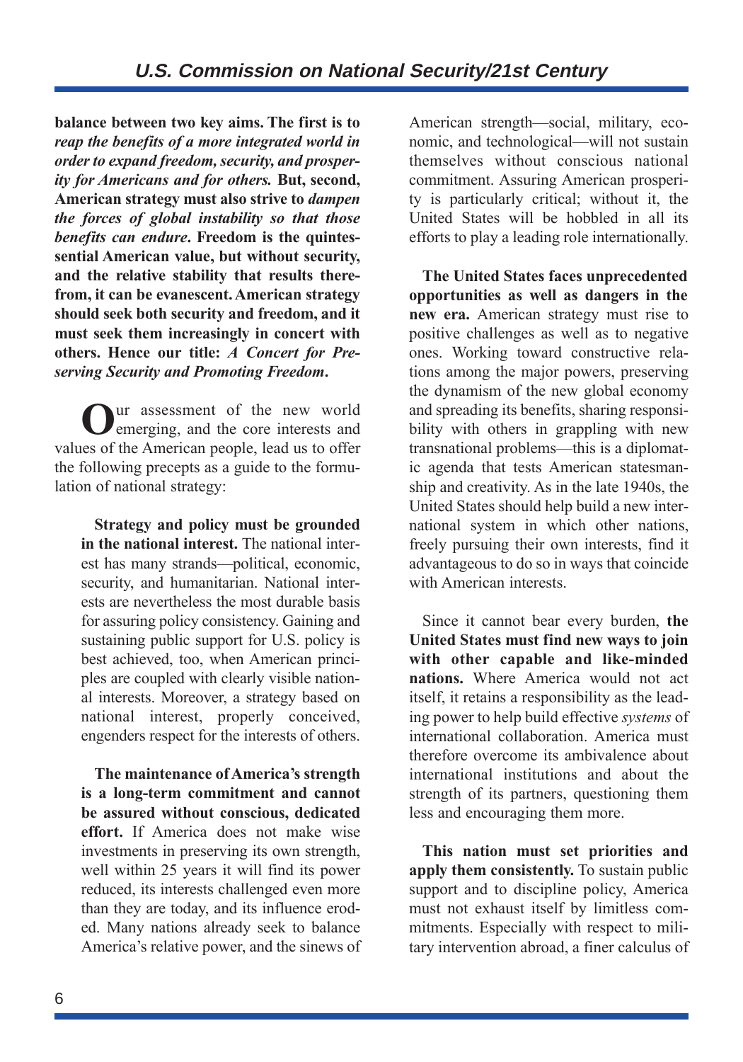**balance between two key aims. The first is to** ***reap the benefits of a more integrated world in order to expand freedom, security, and prosperity for Americans and for others.*** **But, second, American strategy must also strive to** ***dampen the forces of global instability so that those benefits can endure*****. Freedom is the quintessential American value, but without security, and the relative stability that results therefrom, it can be evanescent. American strategy should seek both security and freedom, and it must seek them increasingly in concert with others. Hence our title:** ***A Concert for Preserving Security and Promoting Freedom*****.**

Our assessment of the new world emerging, and the core interests and values of the American people, lead us to offer the following precepts as a guide to the formulation of national strategy:

**Strategy and policy must be grounded in the national interest.** The national interest has many strands—political, economic, security, and humanitarian. National interests are nevertheless the most durable basis for assuring policy consistency. Gaining and sustaining public support for U.S. policy is best achieved, too, when American principles are coupled with clearly visible national interests. Moreover, a strategy based on national interest, properly conceived, engenders respect for the interests of others.

**The maintenance of America's strength is a long-term commitment and cannot be assured without conscious, dedicated effort.** If America does not make wise investments in preserving its own strength, well within 25 years it will find its power reduced, its interests challenged even more than they are today, and its influence eroded. Many nations already seek to balance America's relative power, and the sinews of American strength—social, military, economic, and technological—will not sustain themselves without conscious national commitment. Assuring American prosperity is particularly critical; without it, the United States will be hobbled in all its efforts to play a leading role internationally.

**The United States faces unprecedented opportunities as well as dangers in the new era.** American strategy must rise to positive challenges as well as to negative ones. Working toward constructive relations among the major powers, preserving the dynamism of the new global economy and spreading its benefits, sharing responsibility with others in grappling with new transnational problems—this is a diplomatic agenda that tests American statesmanship and creativity. As in the late 1940s, the United States should help build a new international system in which other nations, freely pursuing their own interests, find it advantageous to do so in ways that coincide with American interests.

Since it cannot bear every burden, **the United States must find new ways to join with other capable and like-minded nations.** Where America would not act itself, it retains a responsibility as the leading power to help build effective *systems* of international collaboration. America must therefore overcome its ambivalence about international institutions and about the strength of its partners, questioning them less and encouraging them more.

**This nation must set priorities and apply them consistently.** To sustain public support and to discipline policy, America must not exhaust itself by limitless commitments. Especially with respect to military intervention abroad, a finer calculus of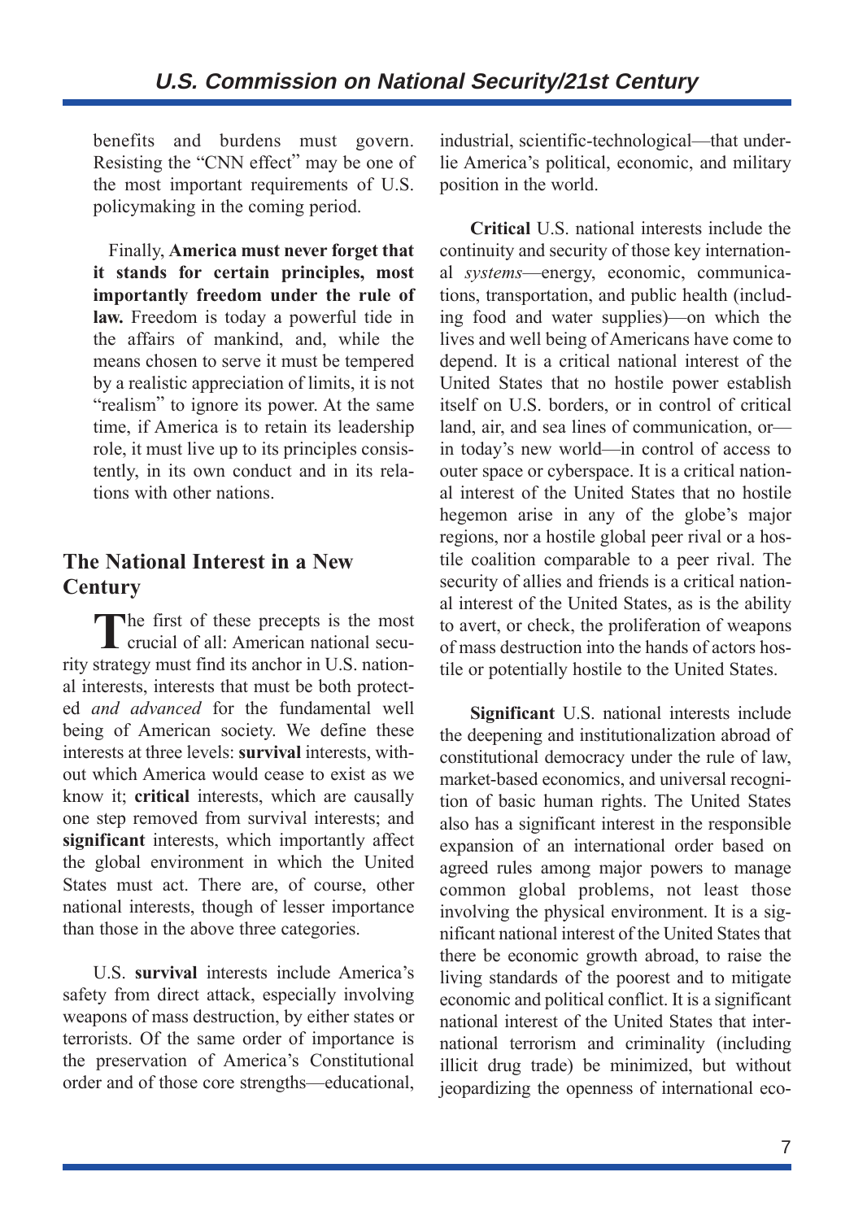benefits and burdens must govern. Resisting the "CNN effect" may be one of the most important requirements of U.S. policymaking in the coming period.

Finally, **America must never forget that it stands for certain principles, most importantly freedom under the rule of law.** Freedom is today a powerful tide in the affairs of mankind, and, while the means chosen to serve it must be tempered by a realistic appreciation of limits, it is not "realism" to ignore its power. At the same time, if America is to retain its leadership role, it must live up to its principles consistently, in its own conduct and in its relations with other nations.

## The National Interest in a New Century

The first of these precepts is the most crucial of all: American national security strategy must find its anchor in U.S. national interests, interests that must be both protected *and advanced* for the fundamental well being of American society. We define these interests at three levels: **survival** interests, without which America would cease to exist as we know it; **critical** interests, which are causally one step removed from survival interests; and **significant** interests, which importantly affect the global environment in which the United States must act. There are, of course, other national interests, though of lesser importance than those in the above three categories.

U.S. **survival** interests include America's safety from direct attack, especially involving weapons of mass destruction, by either states or terrorists. Of the same order of importance is the preservation of America's Constitutional order and of those core strengths—educational, industrial, scientific-technological—that underlie America's political, economic, and military position in the world.

**Critical** U.S. national interests include the continuity and security of those key international *systems*—energy, economic, communications, transportation, and public health (including food and water supplies)—on which the lives and well being of Americans have come to depend. It is a critical national interest of the United States that no hostile power establish itself on U.S. borders, or in control of critical land, air, and sea lines of communication, or—in today's new world—in control of access to outer space or cyberspace. It is a critical national interest of the United States that no hostile hegemon arise in any of the globe's major regions, nor a hostile global peer rival or a hostile coalition comparable to a peer rival. The security of allies and friends is a critical national interest of the United States, as is the ability to avert, or check, the proliferation of weapons of mass destruction into the hands of actors hostile or potentially hostile to the United States.

**Significant** U.S. national interests include the deepening and institutionalization abroad of constitutional democracy under the rule of law, market-based economics, and universal recognition of basic human rights. The United States also has a significant interest in the responsible expansion of an international order based on agreed rules among major powers to manage common global problems, not least those involving the physical environment. It is a significant national interest of the United States that there be economic growth abroad, to raise the living standards of the poorest and to mitigate economic and political conflict. It is a significant national interest of the United States that international terrorism and criminality (including illicit drug trade) be minimized, but without jeopardizing the openness of international eco-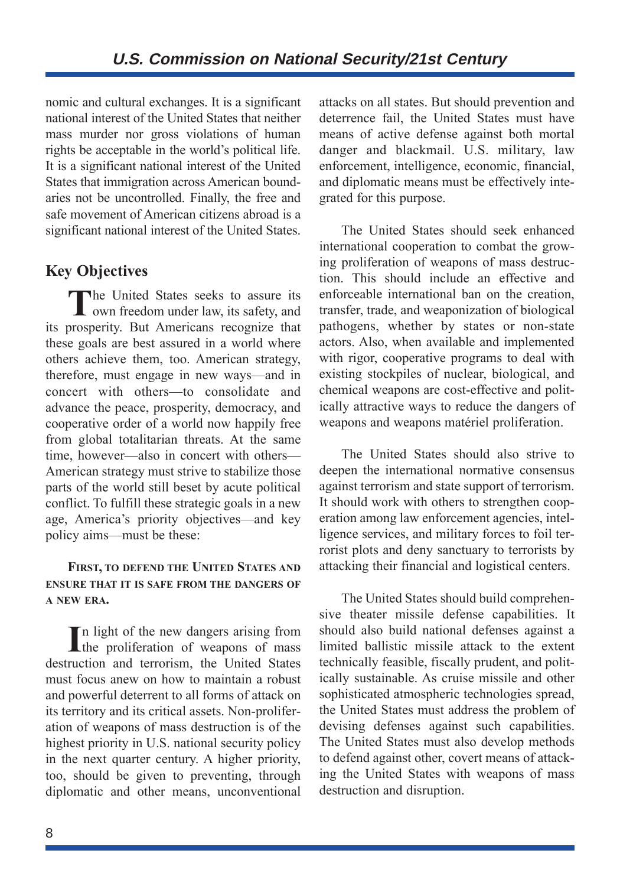nomic and cultural exchanges. It is a significant national interest of the United States that neither mass murder nor gross violations of human rights be acceptable in the world's political life. It is a significant national interest of the United States that immigration across American boundaries not be uncontrolled. Finally, the free and safe movement of American citizens abroad is a significant national interest of the United States.

## Key Objectives

The United States seeks to assure its own freedom under law, its safety, and its prosperity. But Americans recognize that these goals are best assured in a world where others achieve them, too. American strategy, therefore, must engage in new ways—and in concert with others—to consolidate and advance the peace, prosperity, democracy, and cooperative order of a world now happily free from global totalitarian threats. At the same time, however—also in concert with others—American strategy must strive to stabilize those parts of the world still beset by acute political conflict. To fulfill these strategic goals in a new age, America's priority objectives—and key policy aims—must be these:

**First, to defend the United States and ensure that it is safe from the dangers of a new era.**

In light of the new dangers arising from the proliferation of weapons of mass destruction and terrorism, the United States must focus anew on how to maintain a robust and powerful deterrent to all forms of attack on its territory and its critical assets. Non-proliferation of weapons of mass destruction is of the highest priority in U.S. national security policy in the next quarter century. A higher priority, too, should be given to preventing, through diplomatic and other means, unconventional attacks on all states. But should prevention and deterrence fail, the United States must have means of active defense against both mortal danger and blackmail. U.S. military, law enforcement, intelligence, economic, financial, and diplomatic means must be effectively integrated for this purpose.

The United States should seek enhanced international cooperation to combat the growing proliferation of weapons of mass destruction. This should include an effective and enforceable international ban on the creation, transfer, trade, and weaponization of biological pathogens, whether by states or non-state actors. Also, when available and implemented with rigor, cooperative programs to deal with existing stockpiles of nuclear, biological, and chemical weapons are cost-effective and politically attractive ways to reduce the dangers of weapons and weapons matériel proliferation.

The United States should also strive to deepen the international normative consensus against terrorism and state support of terrorism. It should work with others to strengthen cooperation among law enforcement agencies, intelligence services, and military forces to foil terrorist plots and deny sanctuary to terrorists by attacking their financial and logistical centers.

The United States should build comprehensive theater missile defense capabilities. It should also build national defenses against a limited ballistic missile attack to the extent technically feasible, fiscally prudent, and politically sustainable. As cruise missile and other sophisticated atmospheric technologies spread, the United States must address the problem of devising defenses against such capabilities. The United States must also develop methods to defend against other, covert means of attacking the United States with weapons of mass destruction and disruption.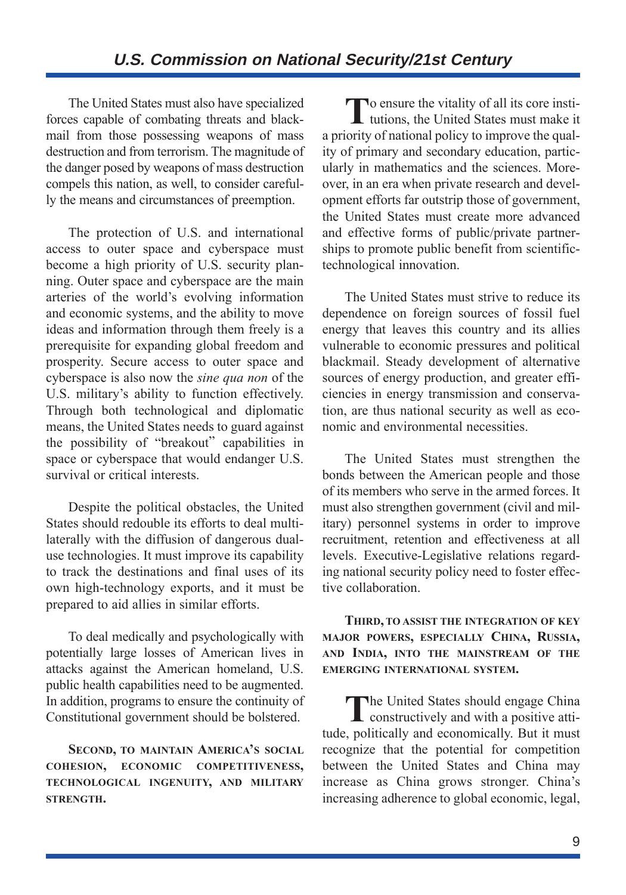The United States must also have specialized forces capable of combating threats and blackmail from those possessing weapons of mass destruction and from terrorism. The magnitude of the danger posed by weapons of mass destruction compels this nation, as well, to consider carefully the means and circumstances of preemption.

The protection of U.S. and international access to outer space and cyberspace must become a high priority of U.S. security planning. Outer space and cyberspace are the main arteries of the world's evolving information and economic systems, and the ability to move ideas and information through them freely is a prerequisite for expanding global freedom and prosperity. Secure access to outer space and cyberspace is also now the *sine qua non* of the U.S. military's ability to function effectively. Through both technological and diplomatic means, the United States needs to guard against the possibility of "breakout" capabilities in space or cyberspace that would endanger U.S. survival or critical interests.

Despite the political obstacles, the United States should redouble its efforts to deal multilaterally with the diffusion of dangerous dual-use technologies. It must improve its capability to track the destinations and final uses of its own high-technology exports, and it must be prepared to aid allies in similar efforts.

To deal medically and psychologically with potentially large losses of American lives in attacks against the American homeland, U.S. public health capabilities need to be augmented. In addition, programs to ensure the continuity of Constitutional government should be bolstered.

**SECOND, TO MAINTAIN AMERICA'S SOCIAL COHESION, ECONOMIC COMPETITIVENESS, TECHNOLOGICAL INGENUITY, AND MILITARY STRENGTH.**

To ensure the vitality of all its core institutions, the United States must make it a priority of national policy to improve the quality of primary and secondary education, particularly in mathematics and the sciences. Moreover, in an era when private research and development efforts far outstrip those of government, the United States must create more advanced and effective forms of public/private partnerships to promote public benefit from scientific-technological innovation.

The United States must strive to reduce its dependence on foreign sources of fossil fuel energy that leaves this country and its allies vulnerable to economic pressures and political blackmail. Steady development of alternative sources of energy production, and greater efficiencies in energy transmission and conservation, are thus national security as well as economic and environmental necessities.

The United States must strengthen the bonds between the American people and those of its members who serve in the armed forces. It must also strengthen government (civil and military) personnel systems in order to improve recruitment, retention and effectiveness at all levels. Executive-Legislative relations regarding national security policy need to foster effective collaboration.

**THIRD, TO ASSIST THE INTEGRATION OF KEY MAJOR POWERS, ESPECIALLY CHINA, RUSSIA, AND INDIA, INTO THE MAINSTREAM OF THE EMERGING INTERNATIONAL SYSTEM.**

The United States should engage China constructively and with a positive attitude, politically and economically. But it must recognize that the potential for competition between the United States and China may increase as China grows stronger. China's increasing adherence to global economic, legal,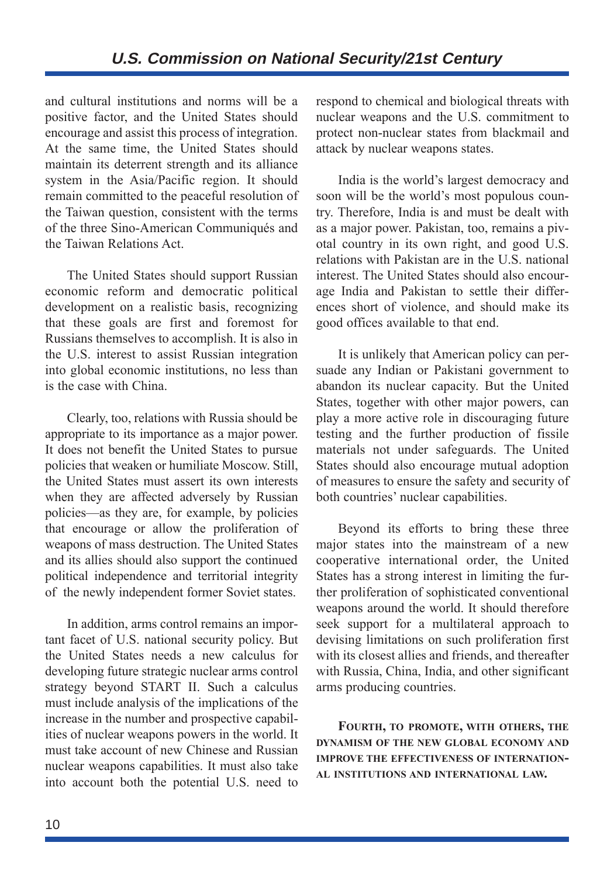and cultural institutions and norms will be a positive factor, and the United States should encourage and assist this process of integration. At the same time, the United States should maintain its deterrent strength and its alliance system in the Asia/Pacific region. It should remain committed to the peaceful resolution of the Taiwan question, consistent with the terms of the three Sino-American Communiqués and the Taiwan Relations Act.

The United States should support Russian economic reform and democratic political development on a realistic basis, recognizing that these goals are first and foremost for Russians themselves to accomplish. It is also in the U.S. interest to assist Russian integration into global economic institutions, no less than is the case with China.

Clearly, too, relations with Russia should be appropriate to its importance as a major power. It does not benefit the United States to pursue policies that weaken or humiliate Moscow. Still, the United States must assert its own interests when they are affected adversely by Russian policies—as they are, for example, by policies that encourage or allow the proliferation of weapons of mass destruction. The United States and its allies should also support the continued political independence and territorial integrity of the newly independent former Soviet states.

In addition, arms control remains an important facet of U.S. national security policy. But the United States needs a new calculus for developing future strategic nuclear arms control strategy beyond START II. Such a calculus must include analysis of the implications of the increase in the number and prospective capabilities of nuclear weapons powers in the world. It must take account of new Chinese and Russian nuclear weapons capabilities. It must also take into account both the potential U.S. need to respond to chemical and biological threats with nuclear weapons and the U.S. commitment to protect non-nuclear states from blackmail and attack by nuclear weapons states.

India is the world's largest democracy and soon will be the world's most populous country. Therefore, India is and must be dealt with as a major power. Pakistan, too, remains a pivotal country in its own right, and good U.S. relations with Pakistan are in the U.S. national interest. The United States should also encourage India and Pakistan to settle their differences short of violence, and should make its good offices available to that end.

It is unlikely that American policy can persuade any Indian or Pakistani government to abandon its nuclear capacity. But the United States, together with other major powers, can play a more active role in discouraging future testing and the further production of fissile materials not under safeguards. The United States should also encourage mutual adoption of measures to ensure the safety and security of both countries' nuclear capabilities.

Beyond its efforts to bring these three major states into the mainstream of a new cooperative international order, the United States has a strong interest in limiting the further proliferation of sophisticated conventional weapons around the world. It should therefore seek support for a multilateral approach to devising limitations on such proliferation first with its closest allies and friends, and thereafter with Russia, China, India, and other significant arms producing countries.

**Fourth, to promote, with others, the dynamism of the new global economy and improve the effectiveness of international institutions and international law.**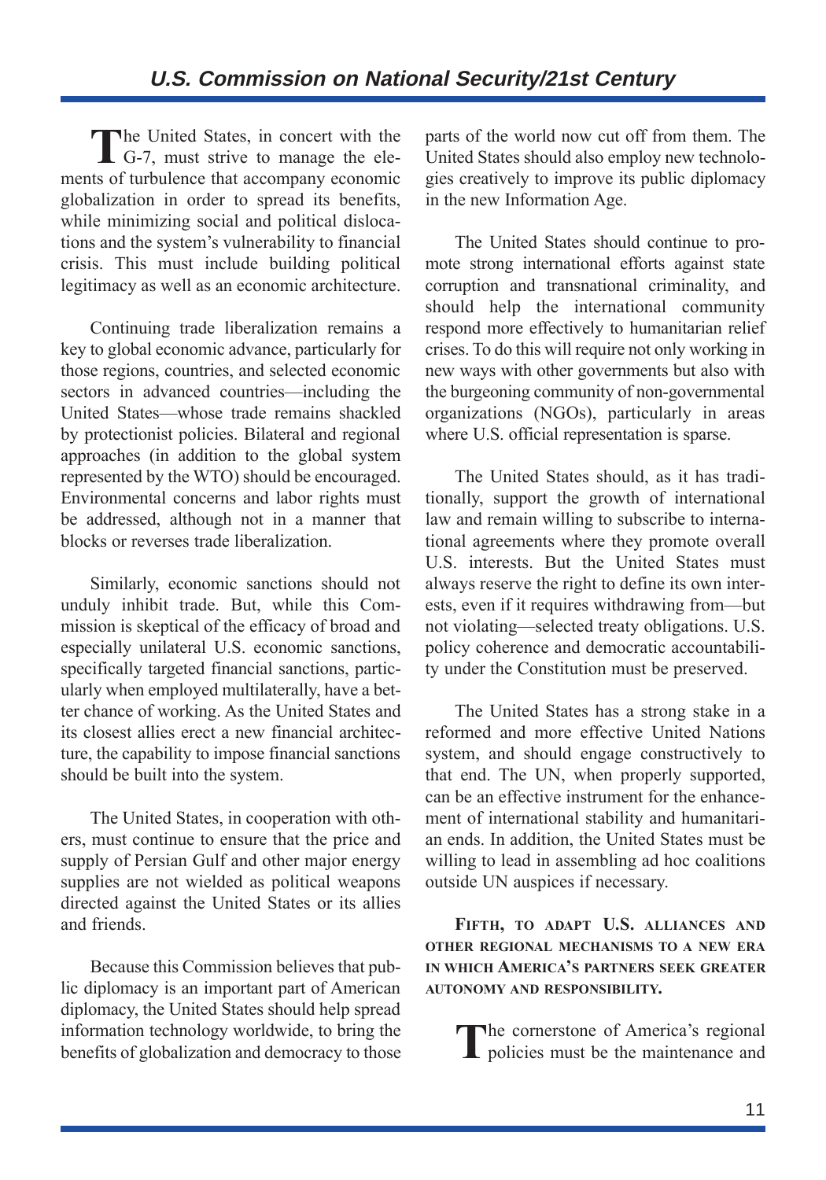The United States, in concert with the G-7, must strive to manage the elements of turbulence that accompany economic globalization in order to spread its benefits, while minimizing social and political dislocations and the system's vulnerability to financial crisis. This must include building political legitimacy as well as an economic architecture.

Continuing trade liberalization remains a key to global economic advance, particularly for those regions, countries, and selected economic sectors in advanced countries—including the United States—whose trade remains shackled by protectionist policies. Bilateral and regional approaches (in addition to the global system represented by the WTO) should be encouraged. Environmental concerns and labor rights must be addressed, although not in a manner that blocks or reverses trade liberalization.

Similarly, economic sanctions should not unduly inhibit trade. But, while this Commission is skeptical of the efficacy of broad and especially unilateral U.S. economic sanctions, specifically targeted financial sanctions, particularly when employed multilaterally, have a better chance of working. As the United States and its closest allies erect a new financial architecture, the capability to impose financial sanctions should be built into the system.

The United States, in cooperation with others, must continue to ensure that the price and supply of Persian Gulf and other major energy supplies are not wielded as political weapons directed against the United States or its allies and friends.

Because this Commission believes that public diplomacy is an important part of American diplomacy, the United States should help spread information technology worldwide, to bring the benefits of globalization and democracy to those parts of the world now cut off from them. The United States should also employ new technologies creatively to improve its public diplomacy in the new Information Age.

The United States should continue to promote strong international efforts against state corruption and transnational criminality, and should help the international community respond more effectively to humanitarian relief crises. To do this will require not only working in new ways with other governments but also with the burgeoning community of non-governmental organizations (NGOs), particularly in areas where U.S. official representation is sparse.

The United States should, as it has traditionally, support the growth of international law and remain willing to subscribe to international agreements where they promote overall U.S. interests. But the United States must always reserve the right to define its own interests, even if it requires withdrawing from—but not violating—selected treaty obligations. U.S. policy coherence and democratic accountability under the Constitution must be preserved.

The United States has a strong stake in a reformed and more effective United Nations system, and should engage constructively to that end. The UN, when properly supported, can be an effective instrument for the enhancement of international stability and humanitarian ends. In addition, the United States must be willing to lead in assembling ad hoc coalitions outside UN auspices if necessary.

**FIFTH, TO ADAPT U.S. ALLIANCES AND OTHER REGIONAL MECHANISMS TO A NEW ERA IN WHICH AMERICA'S PARTNERS SEEK GREATER AUTONOMY AND RESPONSIBILITY.**

The cornerstone of America's regional policies must be the maintenance and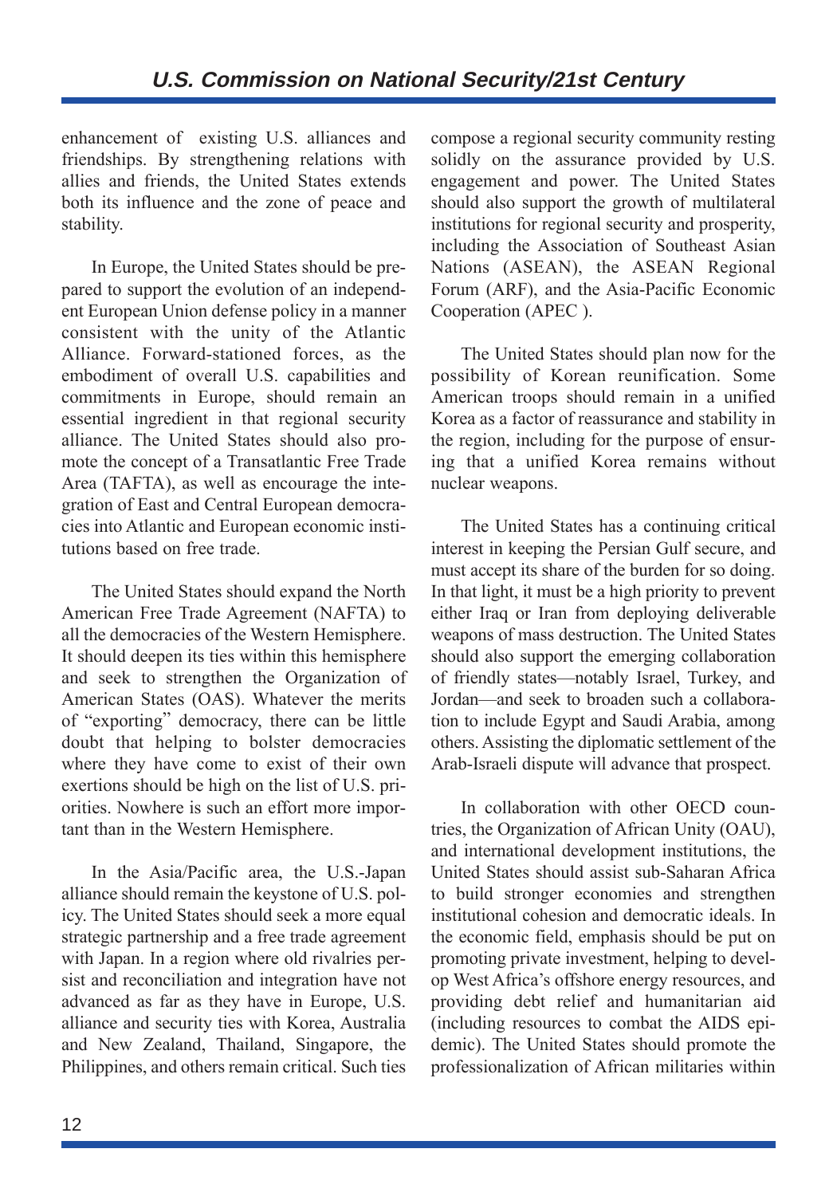enhancement of existing U.S. alliances and friendships. By strengthening relations with allies and friends, the United States extends both its influence and the zone of peace and stability.

In Europe, the United States should be prepared to support the evolution of an independent European Union defense policy in a manner consistent with the unity of the Atlantic Alliance. Forward-stationed forces, as the embodiment of overall U.S. capabilities and commitments in Europe, should remain an essential ingredient in that regional security alliance. The United States should also promote the concept of a Transatlantic Free Trade Area (TAFTA), as well as encourage the integration of East and Central European democracies into Atlantic and European economic institutions based on free trade.

The United States should expand the North American Free Trade Agreement (NAFTA) to all the democracies of the Western Hemisphere. It should deepen its ties within this hemisphere and seek to strengthen the Organization of American States (OAS). Whatever the merits of "exporting" democracy, there can be little doubt that helping to bolster democracies where they have come to exist of their own exertions should be high on the list of U.S. priorities. Nowhere is such an effort more important than in the Western Hemisphere.

In the Asia/Pacific area, the U.S.-Japan alliance should remain the keystone of U.S. policy. The United States should seek a more equal strategic partnership and a free trade agreement with Japan. In a region where old rivalries persist and reconciliation and integration have not advanced as far as they have in Europe, U.S. alliance and security ties with Korea, Australia and New Zealand, Thailand, Singapore, the Philippines, and others remain critical. Such ties compose a regional security community resting solidly on the assurance provided by U.S. engagement and power. The United States should also support the growth of multilateral institutions for regional security and prosperity, including the Association of Southeast Asian Nations (ASEAN), the ASEAN Regional Forum (ARF), and the Asia-Pacific Economic Cooperation (APEC ).

The United States should plan now for the possibility of Korean reunification. Some American troops should remain in a unified Korea as a factor of reassurance and stability in the region, including for the purpose of ensuring that a unified Korea remains without nuclear weapons.

The United States has a continuing critical interest in keeping the Persian Gulf secure, and must accept its share of the burden for so doing. In that light, it must be a high priority to prevent either Iraq or Iran from deploying deliverable weapons of mass destruction. The United States should also support the emerging collaboration of friendly states—notably Israel, Turkey, and Jordan—and seek to broaden such a collaboration to include Egypt and Saudi Arabia, among others. Assisting the diplomatic settlement of the Arab-Israeli dispute will advance that prospect.

In collaboration with other OECD countries, the Organization of African Unity (OAU), and international development institutions, the United States should assist sub-Saharan Africa to build stronger economies and strengthen institutional cohesion and democratic ideals. In the economic field, emphasis should be put on promoting private investment, helping to develop West Africa's offshore energy resources, and providing debt relief and humanitarian aid (including resources to combat the AIDS epidemic). The United States should promote the professionalization of African militaries within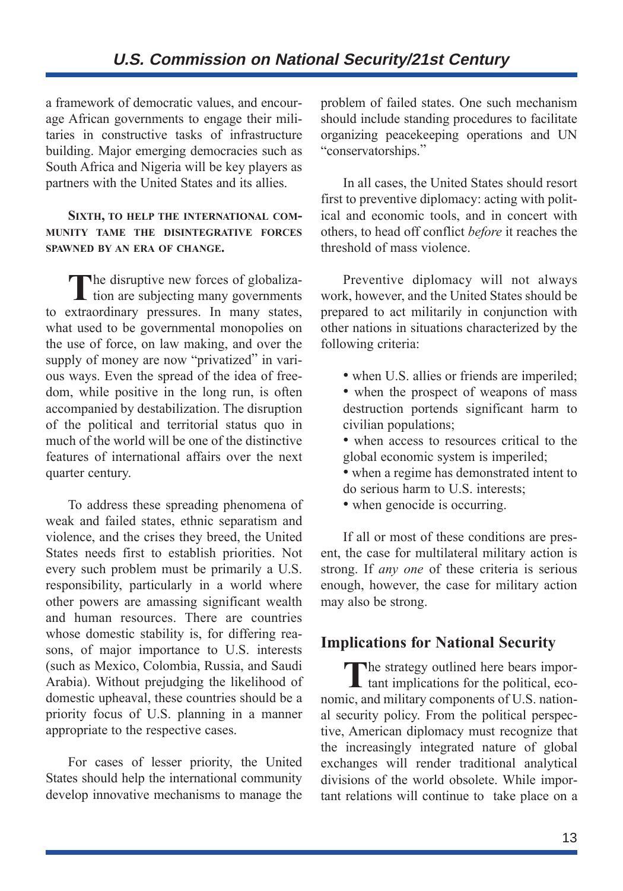a framework of democratic values, and encourage African governments to engage their militaries in constructive tasks of infrastructure building. Major emerging democracies such as South Africa and Nigeria will be key players as partners with the United States and its allies.

**Sixth, to help the international community tame the disintegrative forces spawned by an era of change.**

The disruptive new forces of globalization are subjecting many governments to extraordinary pressures. In many states, what used to be governmental monopolies on the use of force, on law making, and over the supply of money are now "privatized" in various ways. Even the spread of the idea of freedom, while positive in the long run, is often accompanied by destabilization. The disruption of the political and territorial status quo in much of the world will be one of the distinctive features of international affairs over the next quarter century.

To address these spreading phenomena of weak and failed states, ethnic separatism and violence, and the crises they breed, the United States needs first to establish priorities. Not every such problem must be primarily a U.S. responsibility, particularly in a world where other powers are amassing significant wealth and human resources. There are countries whose domestic stability is, for differing reasons, of major importance to U.S. interests (such as Mexico, Colombia, Russia, and Saudi Arabia). Without prejudging the likelihood of domestic upheaval, these countries should be a priority focus of U.S. planning in a manner appropriate to the respective cases.

For cases of lesser priority, the United States should help the international community develop innovative mechanisms to manage the problem of failed states. One such mechanism should include standing procedures to facilitate organizing peacekeeping operations and UN "conservatorships."

In all cases, the United States should resort first to preventive diplomacy: acting with political and economic tools, and in concert with others, to head off conflict *before* it reaches the threshold of mass violence.

Preventive diplomacy will not always work, however, and the United States should be prepared to act militarily in conjunction with other nations in situations characterized by the following criteria:

- when U.S. allies or friends are imperiled;
- when the prospect of weapons of mass destruction portends significant harm to civilian populations;
- when access to resources critical to the global economic system is imperiled;
- when a regime has demonstrated intent to do serious harm to U.S. interests;
- when genocide is occurring.

If all or most of these conditions are present, the case for multilateral military action is strong. If *any one* of these criteria is serious enough, however, the case for military action may also be strong.

## Implications for National Security

The strategy outlined here bears important implications for the political, economic, and military components of U.S. national security policy. From the political perspective, American diplomacy must recognize that the increasingly integrated nature of global exchanges will render traditional analytical divisions of the world obsolete. While important relations will continue to take place on a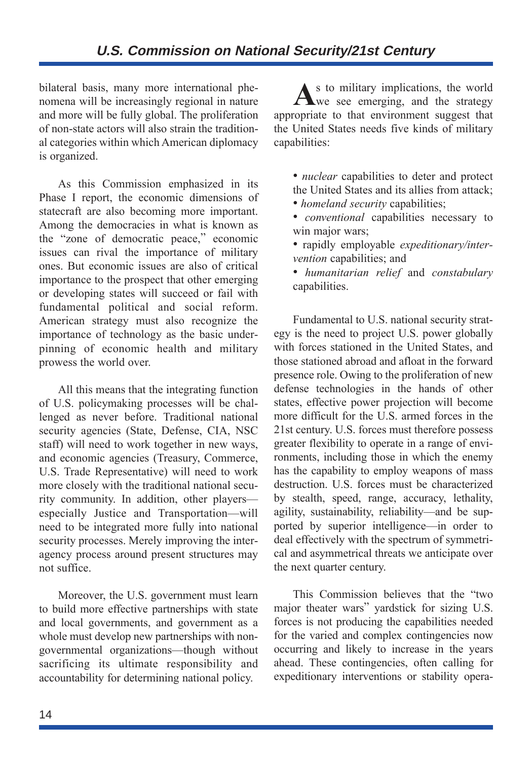bilateral basis, many more international phenomena will be increasingly regional in nature and more will be fully global. The proliferation of non-state actors will also strain the traditional categories within which American diplomacy is organized.

As this Commission emphasized in its Phase I report, the economic dimensions of statecraft are also becoming more important. Among the democracies in what is known as the "zone of democratic peace," economic issues can rival the importance of military ones. But economic issues are also of critical importance to the prospect that other emerging or developing states will succeed or fail with fundamental political and social reform. American strategy must also recognize the importance of technology as the basic underpinning of economic health and military prowess the world over.

All this means that the integrating function of U.S. policymaking processes will be challenged as never before. Traditional national security agencies (State, Defense, CIA, NSC staff) will need to work together in new ways, and economic agencies (Treasury, Commerce, U.S. Trade Representative) will need to work more closely with the traditional national security community. In addition, other players—especially Justice and Transportation—will need to be integrated more fully into national security processes. Merely improving the interagency process around present structures may not suffice.

Moreover, the U.S. government must learn to build more effective partnerships with state and local governments, and government as a whole must develop new partnerships with nongovernmental organizations—though without sacrificing its ultimate responsibility and accountability for determining national policy.

As to military implications, the world we see emerging, and the strategy appropriate to that environment suggest that the United States needs five kinds of military capabilities:

- *nuclear* capabilities to deter and protect the United States and its allies from attack;
- *homeland security* capabilities;
- *conventional* capabilities necessary to win major wars;
- rapidly employable *expeditionary/intervention* capabilities; and
- *humanitarian relief* and *constabulary* capabilities.

Fundamental to U.S. national security strategy is the need to project U.S. power globally with forces stationed in the United States, and those stationed abroad and afloat in the forward presence role. Owing to the proliferation of new defense technologies in the hands of other states, effective power projection will become more difficult for the U.S. armed forces in the 21st century. U.S. forces must therefore possess greater flexibility to operate in a range of environments, including those in which the enemy has the capability to employ weapons of mass destruction. U.S. forces must be characterized by stealth, speed, range, accuracy, lethality, agility, sustainability, reliability—and be supported by superior intelligence—in order to deal effectively with the spectrum of symmetrical and asymmetrical threats we anticipate over the next quarter century.

This Commission believes that the "two major theater wars" yardstick for sizing U.S. forces is not producing the capabilities needed for the varied and complex contingencies now occurring and likely to increase in the years ahead. These contingencies, often calling for expeditionary interventions or stability opera-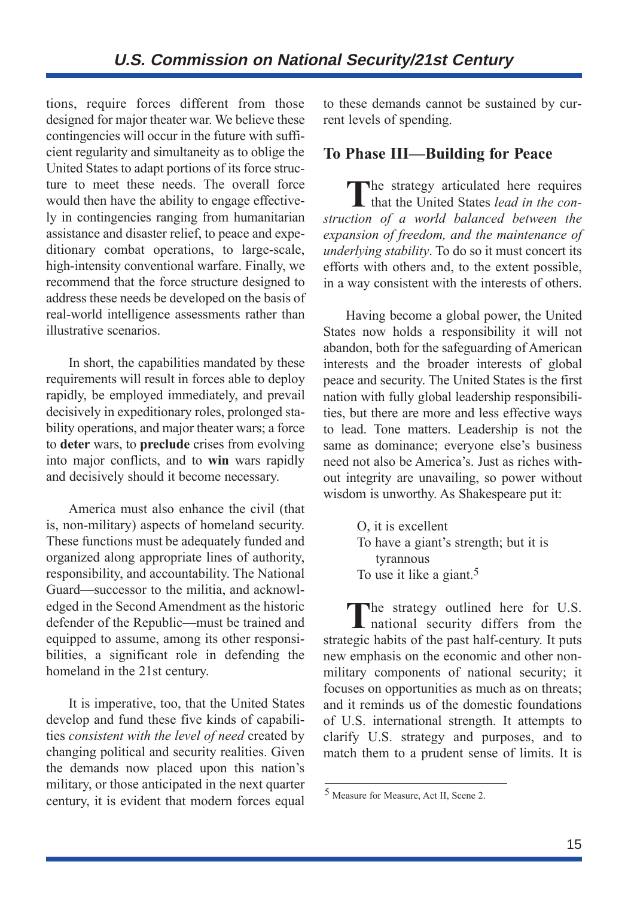tions, require forces different from those designed for major theater war. We believe these contingencies will occur in the future with sufficient regularity and simultaneity as to oblige the United States to adapt portions of its force structure to meet these needs. The overall force would then have the ability to engage effectively in contingencies ranging from humanitarian assistance and disaster relief, to peace and expeditionary combat operations, to large-scale, high-intensity conventional warfare. Finally, we recommend that the force structure designed to address these needs be developed on the basis of real-world intelligence assessments rather than illustrative scenarios.

In short, the capabilities mandated by these requirements will result in forces able to deploy rapidly, be employed immediately, and prevail decisively in expeditionary roles, prolonged stability operations, and major theater wars; a force to **deter** wars, to **preclude** crises from evolving into major conflicts, and to **win** wars rapidly and decisively should it become necessary.

America must also enhance the civil (that is, non-military) aspects of homeland security. These functions must be adequately funded and organized along appropriate lines of authority, responsibility, and accountability. The National Guard—successor to the militia, and acknowledged in the Second Amendment as the historic defender of the Republic—must be trained and equipped to assume, among its other responsibilities, a significant role in defending the homeland in the 21st century.

It is imperative, too, that the United States develop and fund these five kinds of capabilities *consistent with the level of need* created by changing political and security realities. Given the demands now placed upon this nation's military, or those anticipated in the next quarter century, it is evident that modern forces equal to these demands cannot be sustained by current levels of spending.

## To Phase III—Building for Peace

The strategy articulated here requires that the United States *lead in the construction of a world balanced between the expansion of freedom, and the maintenance of underlying stability*. To do so it must concert its efforts with others and, to the extent possible, in a way consistent with the interests of others.

Having become a global power, the United States now holds a responsibility it will not abandon, both for the safeguarding of American interests and the broader interests of global peace and security. The United States is the first nation with fully global leadership responsibilities, but there are more and less effective ways to lead. Tone matters. Leadership is not the same as dominance; everyone else's business need not also be America's. Just as riches without integrity are unavailing, so power without wisdom is unworthy. As Shakespeare put it:

> O, it is excellent
> To have a giant's strength; but it is tyrannous
> To use it like a giant.[5]

The strategy outlined here for U.S. national security differs from the strategic habits of the past half-century. It puts new emphasis on the economic and other non-military components of national security; it focuses on opportunities as much as on threats; and it reminds us of the domestic foundations of U.S. international strength. It attempts to clarify U.S. strategy and purposes, and to match them to a prudent sense of limits. It is

[5] Measure for Measure, Act II, Scene 2.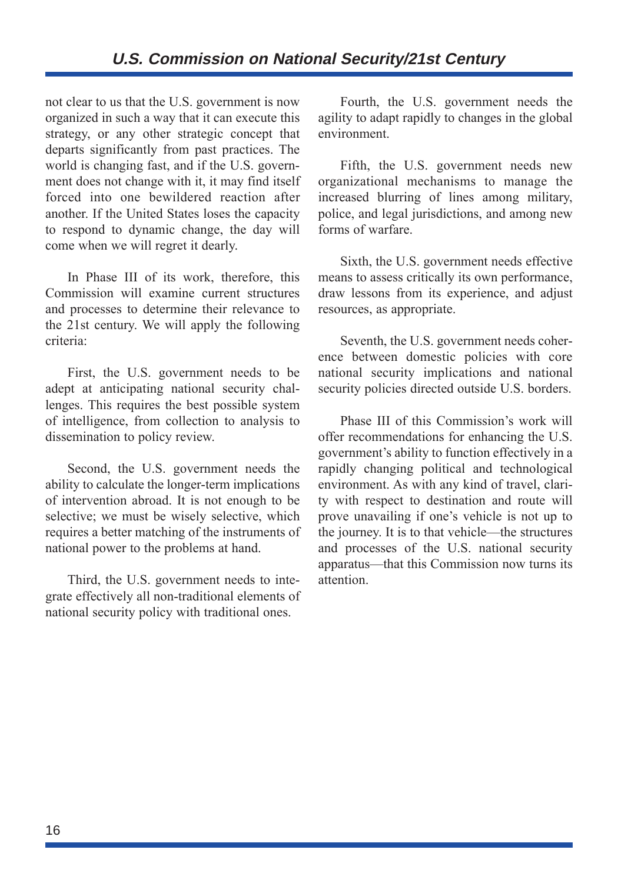not clear to us that the U.S. government is now organized in such a way that it can execute this strategy, or any other strategic concept that departs significantly from past practices. The world is changing fast, and if the U.S. government does not change with it, it may find itself forced into one bewildered reaction after another. If the United States loses the capacity to respond to dynamic change, the day will come when we will regret it dearly.

In Phase III of its work, therefore, this Commission will examine current structures and processes to determine their relevance to the 21st century. We will apply the following criteria:

First, the U.S. government needs to be adept at anticipating national security challenges. This requires the best possible system of intelligence, from collection to analysis to dissemination to policy review.

Second, the U.S. government needs the ability to calculate the longer-term implications of intervention abroad. It is not enough to be selective; we must be wisely selective, which requires a better matching of the instruments of national power to the problems at hand.

Third, the U.S. government needs to integrate effectively all non-traditional elements of national security policy with traditional ones.

Fourth, the U.S. government needs the agility to adapt rapidly to changes in the global environment.

Fifth, the U.S. government needs new organizational mechanisms to manage the increased blurring of lines among military, police, and legal jurisdictions, and among new forms of warfare.

Sixth, the U.S. government needs effective means to assess critically its own performance, draw lessons from its experience, and adjust resources, as appropriate.

Seventh, the U.S. government needs coherence between domestic policies with core national security implications and national security policies directed outside U.S. borders.

Phase III of this Commission's work will offer recommendations for enhancing the U.S. government's ability to function effectively in a rapidly changing political and technological environment. As with any kind of travel, clarity with respect to destination and route will prove unavailing if one's vehicle is not up to the journey. It is to that vehicle—the structures and processes of the U.S. national security apparatus—that this Commission now turns its attention.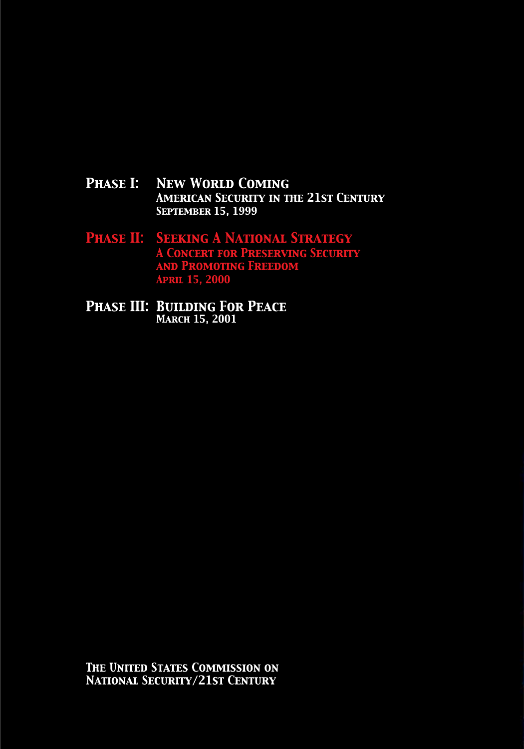**PHASE I: NEW WORLD COMING**
**AMERICAN SECURITY IN THE 21ST CENTURY**
**SEPTEMBER 15, 1999**

**PHASE II: SEEKING A NATIONAL STRATEGY**
**A CONCERT FOR PRESERVING SECURITY AND PROMOTING FREEDOM**
**APRIL 15, 2000**

**PHASE III: BUILDING FOR PEACE**
**MARCH 15, 2001**

**THE UNITED STATES COMMISSION ON NATIONAL SECURITY/21ST CENTURY**